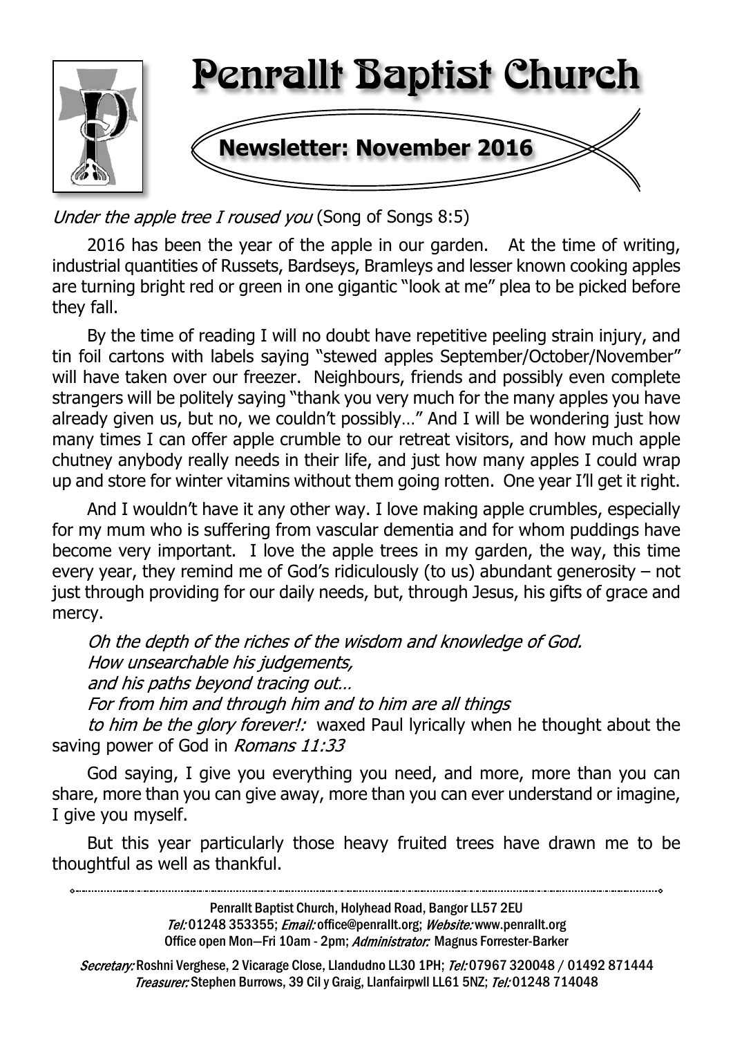# Penrallt Baptist Church

## Newsletter: November 2016

*Under the apple tree I roused you* (Song of Songs 8:5)

2016 has been the year of the apple in our garden. At the time of writing, industrial quantities of Russets, Bardseys, Bramleys and lesser known cooking apples are turning bright red or green in one gigantic "look at me" plea to be picked before they fall.

By the time of reading I will no doubt have repetitive peeling strain injury, and tin foil cartons with labels saying "stewed apples September/October/November" will have taken over our freezer. Neighbours, friends and possibly even complete strangers will be politely saying "thank you very much for the many apples you have already given us, but no, we couldn't possibly…" And I will be wondering just how many times I can offer apple crumble to our retreat visitors, and how much apple chutney anybody really needs in their life, and just how many apples I could wrap up and store for winter vitamins without them going rotten. One year I'll get it right.

And I wouldn't have it any other way. I love making apple crumbles, especially for my mum who is suffering from vascular dementia and for whom puddings have become very important. I love the apple trees in my garden, the way, this time every year, they remind me of God's ridiculously (to us) abundant generosity – not just through providing for our daily needs, but, through Jesus, his gifts of grace and mercy.

*Oh the depth of the riches of the wisdom and knowledge of God.*
*How unsearchable his judgements,*
*and his paths beyond tracing out…*
*For from him and through him and to him are all things*
*to him be the glory forever!:* waxed Paul lyrically when he thought about the saving power of God in *Romans 11:33*

God saying, I give you everything you need, and more, more than you can share, more than you can give away, more than you can ever understand or imagine, I give you myself.

But this year particularly those heavy fruited trees have drawn me to be thoughtful as well as thankful.

---

Penrallt Baptist Church, Holyhead Road, Bangor LL57 2EU
*Tel:* 01248 353355; *Email:* office@penrallt.org; *Website:* www.penrallt.org
Office open Mon—Fri 10am - 2pm; *Administrator:* Magnus Forrester-Barker

*Secretary:* Roshni Verghese, 2 Vicarage Close, Llandudno LL30 1PH; *Tel:* 07967 320048 / 01492 871444
*Treasurer:* Stephen Burrows, 39 Cil y Graig, Llanfairpwll LL61 5NZ; *Tel:* 01248 714048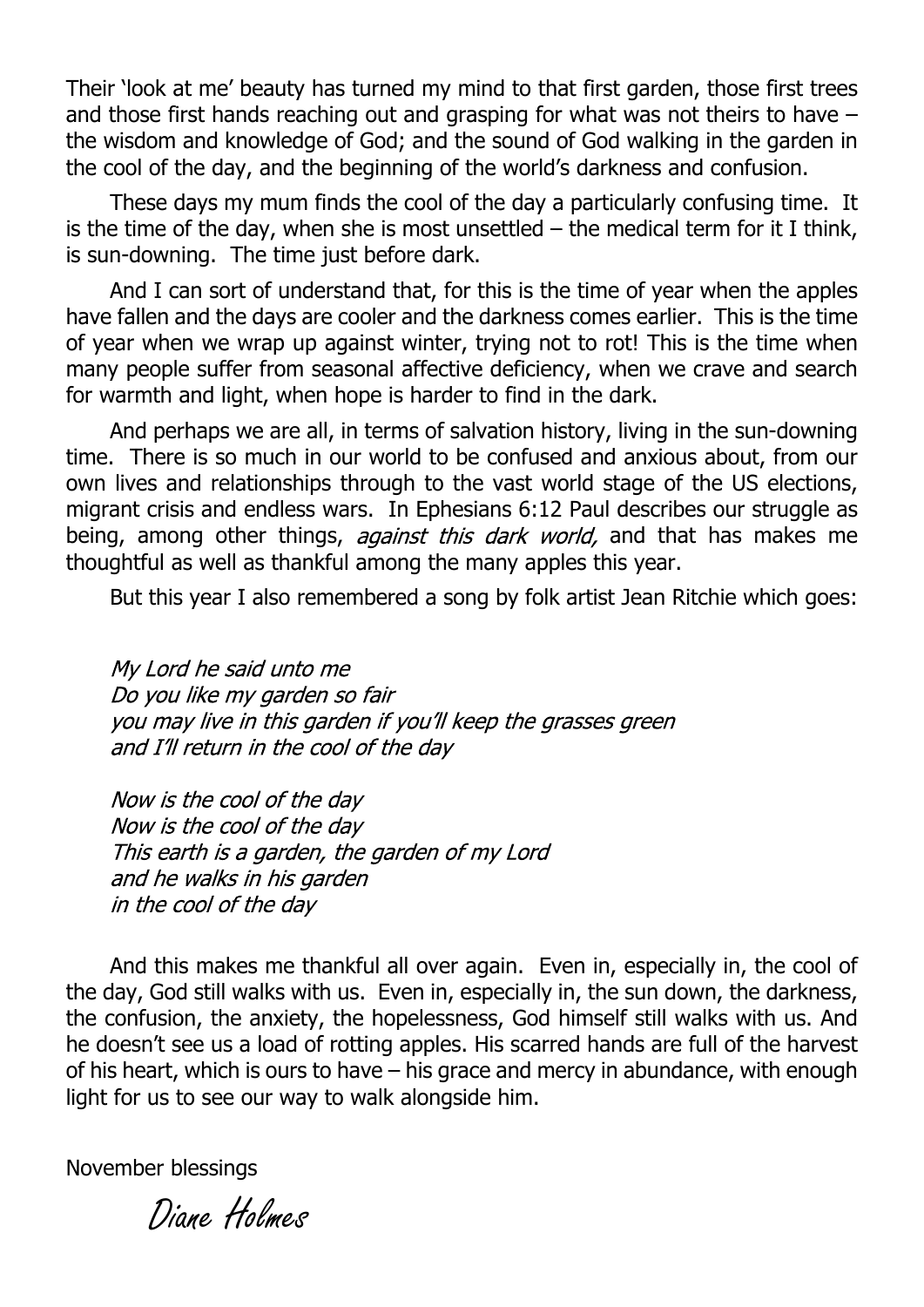Their 'look at me' beauty has turned my mind to that first garden, those first trees and those first hands reaching out and grasping for what was not theirs to have – the wisdom and knowledge of God; and the sound of God walking in the garden in the cool of the day, and the beginning of the world's darkness and confusion.

These days my mum finds the cool of the day a particularly confusing time. It is the time of the day, when she is most unsettled – the medical term for it I think, is sun-downing. The time just before dark.

And I can sort of understand that, for this is the time of year when the apples have fallen and the days are cooler and the darkness comes earlier. This is the time of year when we wrap up against winter, trying not to rot! This is the time when many people suffer from seasonal affective deficiency, when we crave and search for warmth and light, when hope is harder to find in the dark.

And perhaps we are all, in terms of salvation history, living in the sun-downing time. There is so much in our world to be confused and anxious about, from our own lives and relationships through to the vast world stage of the US elections, migrant crisis and endless wars. In Ephesians 6:12 Paul describes our struggle as being, among other things, *against this dark world,* and that has makes me thoughtful as well as thankful among the many apples this year.

But this year I also remembered a song by folk artist Jean Ritchie which goes:

*My Lord he said unto me*
*Do you like my garden so fair*
*you may live in this garden if you'll keep the grasses green*
*and I'll return in the cool of the day*

*Now is the cool of the day*
*Now is the cool of the day*
*This earth is a garden, the garden of my Lord*
*and he walks in his garden*
*in the cool of the day*

And this makes me thankful all over again. Even in, especially in, the cool of the day, God still walks with us. Even in, especially in, the sun down, the darkness, the confusion, the anxiety, the hopelessness, God himself still walks with us. And he doesn't see us a load of rotting apples. His scarred hands are full of the harvest of his heart, which is ours to have – his grace and mercy in abundance, with enough light for us to see our way to walk alongside him.

November blessings

Diane Holmes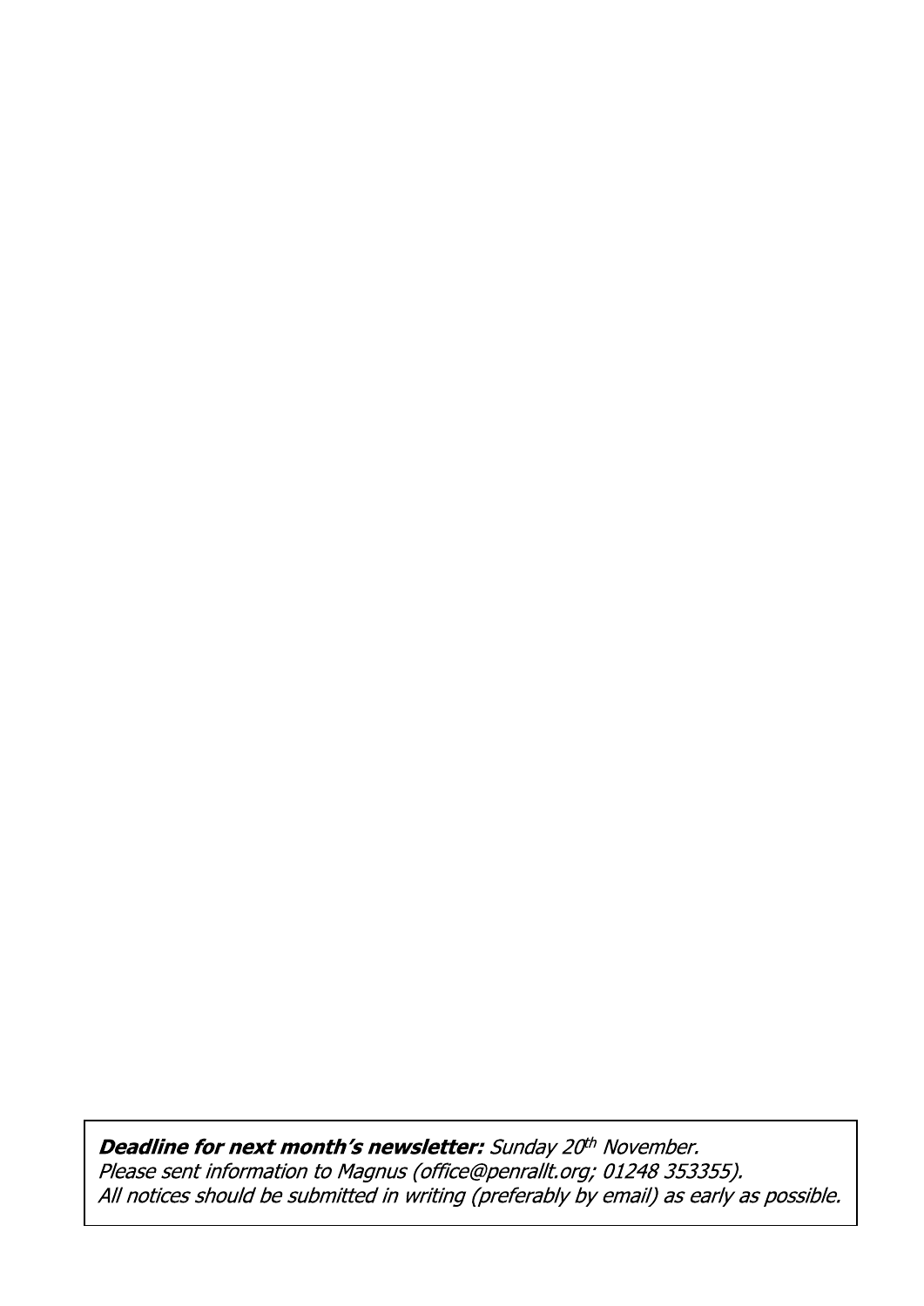***Deadline for next month's newsletter:*** *Sunday 20th November.*
*Please sent information to Magnus (office@penrallt.org; 01248 353355).*
*All notices should be submitted in writing (preferably by email) as early as possible.*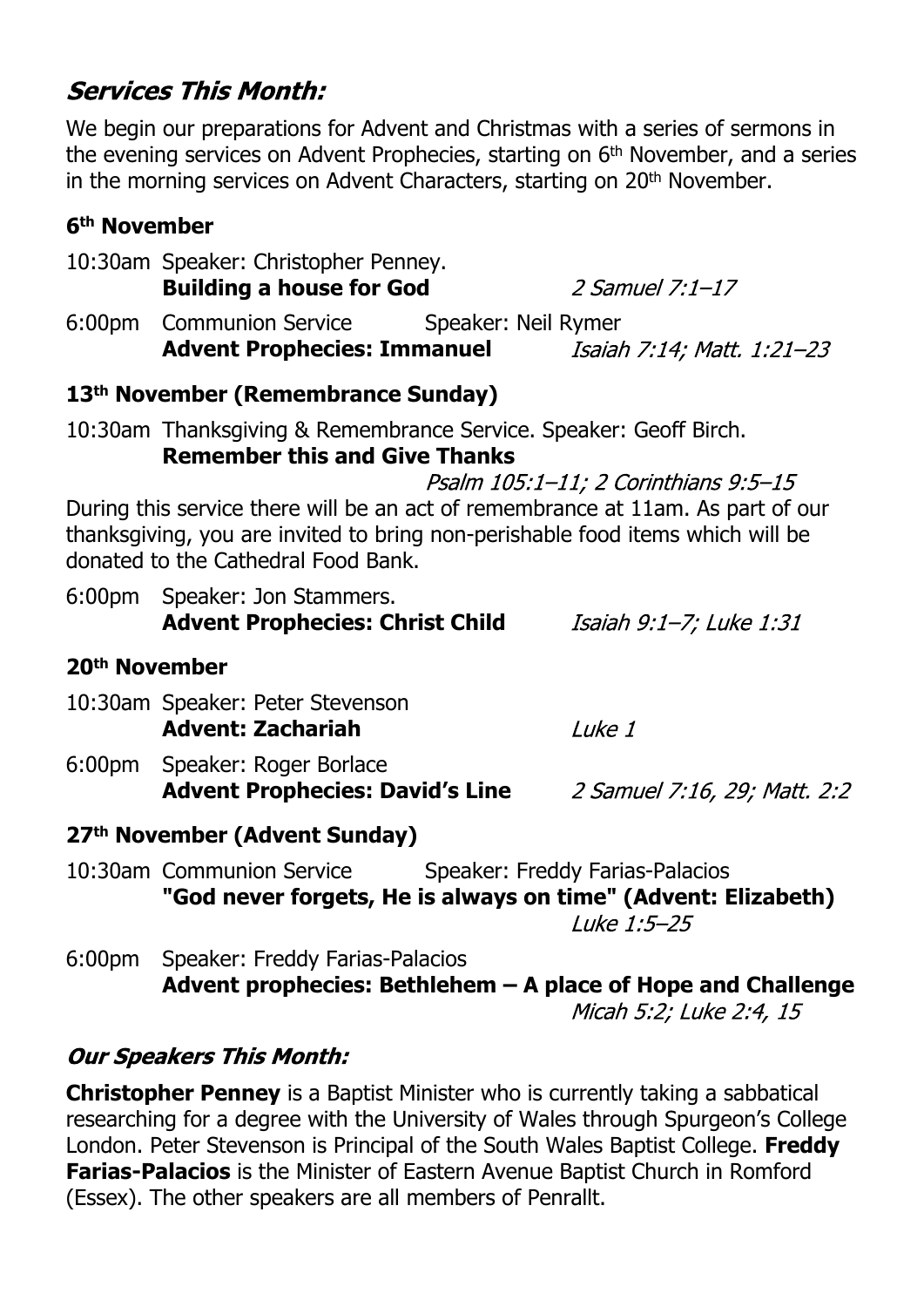## *Services This Month:*

We begin our preparations for Advent and Christmas with a series of sermons in the evening services on Advent Prophecies, starting on 6th November, and a series in the morning services on Advent Characters, starting on 20th November.

### 6th November

10:30am Speaker: Christopher Penney.
**Building a house for God** *2 Samuel 7:1–17*

6:00pm Communion Service Speaker: Neil Rymer
**Advent Prophecies: Immanuel** *Isaiah 7:14; Matt. 1:21–23*

### 13th November (Remembrance Sunday)

10:30am Thanksgiving & Remembrance Service. Speaker: Geoff Birch.
**Remember this and Give Thanks**
*Psalm 105:1–11; 2 Corinthians 9:5–15*

During this service there will be an act of remembrance at 11am. As part of our thanksgiving, you are invited to bring non-perishable food items which will be donated to the Cathedral Food Bank.

6:00pm Speaker: Jon Stammers.
**Advent Prophecies: Christ Child** *Isaiah 9:1–7; Luke 1:31*

### 20th November

10:30am Speaker: Peter Stevenson
**Advent: Zachariah** *Luke 1*

6:00pm Speaker: Roger Borlace
**Advent Prophecies: David's Line** *2 Samuel 7:16, 29; Matt. 2:2*

### 27th November (Advent Sunday)

10:30am Communion Service Speaker: Freddy Farias-Palacios
**"God never forgets, He is always on time" (Advent: Elizabeth)**
*Luke 1:5–25*

6:00pm Speaker: Freddy Farias-Palacios
**Advent prophecies: Bethlehem – A place of Hope and Challenge**
*Micah 5:2; Luke 2:4, 15*

## *Our Speakers This Month:*

**Christopher Penney** is a Baptist Minister who is currently taking a sabbatical researching for a degree with the University of Wales through Spurgeon's College London. Peter Stevenson is Principal of the South Wales Baptist College. **Freddy Farias-Palacios** is the Minister of Eastern Avenue Baptist Church in Romford (Essex). The other speakers are all members of Penrallt.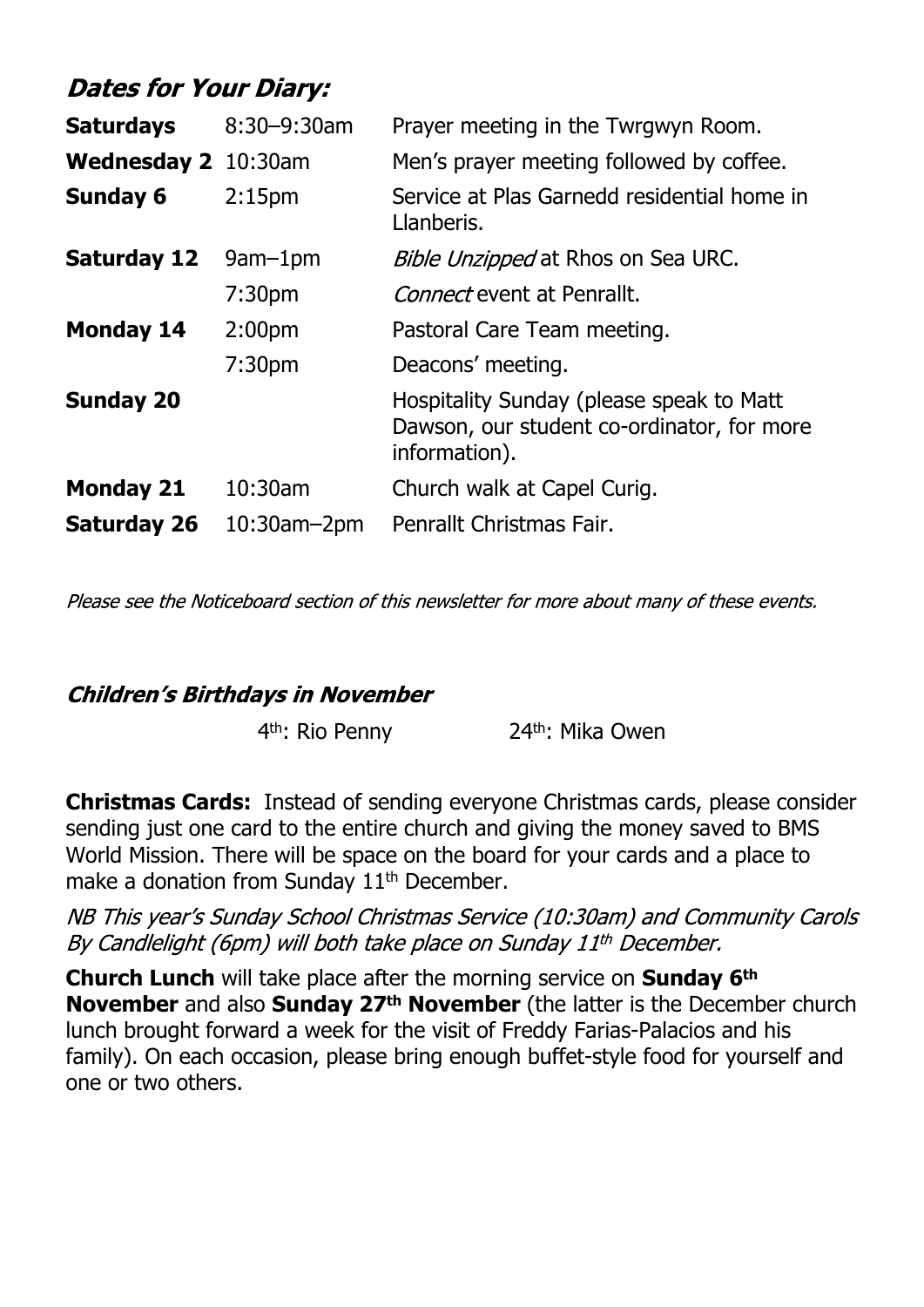## *Dates for Your Diary:*

| | | |
|---|---|---|
| **Saturdays** | 8:30–9:30am | Prayer meeting in the Twrgwyn Room. |
| **Wednesday 2** | 10:30am | Men's prayer meeting followed by coffee. |
| **Sunday 6** | 2:15pm | Service at Plas Garnedd residential home in Llanberis. |
| **Saturday 12** | 9am–1pm | *Bible Unzipped* at Rhos on Sea URC. |
| | 7:30pm | *Connect* event at Penrallt. |
| **Monday 14** | 2:00pm | Pastoral Care Team meeting. |
| | 7:30pm | Deacons' meeting. |
| **Sunday 20** | | Hospitality Sunday (please speak to Matt Dawson, our student co-ordinator, for more information). |
| **Monday 21** | 10:30am | Church walk at Capel Curig. |
| **Saturday 26** | 10:30am–2pm | Penrallt Christmas Fair. |

*Please see the Noticeboard section of this newsletter for more about many of these events.*

### *Children's Birthdays in November*

4th: Rio Penny 24th: Mika Owen

**Christmas Cards:** Instead of sending everyone Christmas cards, please consider sending just one card to the entire church and giving the money saved to BMS World Mission. There will be space on the board for your cards and a place to make a donation from Sunday 11th December.

*NB This year's Sunday School Christmas Service (10:30am) and Community Carols By Candlelight (6pm) will both take place on Sunday 11th December.*

**Church Lunch** will take place after the morning service on **Sunday 6th November** and also **Sunday 27th November** (the latter is the December church lunch brought forward a week for the visit of Freddy Farias-Palacios and his family). On each occasion, please bring enough buffet-style food for yourself and one or two others.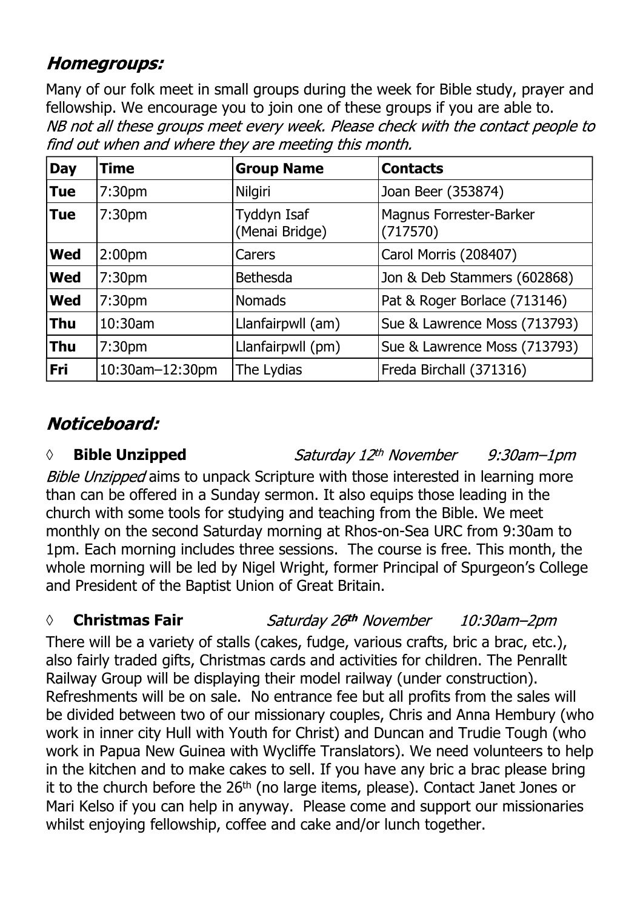## *Homegroups:*

Many of our folk meet in small groups during the week for Bible study, prayer and fellowship. We encourage you to join one of these groups if you are able to.
*NB not all these groups meet every week. Please check with the contact people to find out when and where they are meeting this month.*

| Day | Time | Group Name | Contacts |
|---|---|---|---|
| **Tue** | 7:30pm | Nilgiri | Joan Beer (353874) |
| **Tue** | 7:30pm | Tyddyn Isaf (Menai Bridge) | Magnus Forrester-Barker (717570) |
| **Wed** | 2:00pm | Carers | Carol Morris (208407) |
| **Wed** | 7:30pm | Bethesda | Jon & Deb Stammers (602868) |
| **Wed** | 7:30pm | Nomads | Pat & Roger Borlace (713146) |
| **Thu** | 10:30am | Llanfairpwll (am) | Sue & Lawrence Moss (713793) |
| **Thu** | 7:30pm | Llanfairpwll (pm) | Sue & Lawrence Moss (713793) |
| **Fri** | 10:30am–12:30pm | The Lydias | Freda Birchall (371316) |

## *Noticeboard:*

◊ **Bible Unzipped** *Saturday 12th November* *9:30am–1pm*

*Bible Unzipped* aims to unpack Scripture with those interested in learning more than can be offered in a Sunday sermon. It also equips those leading in the church with some tools for studying and teaching from the Bible. We meet monthly on the second Saturday morning at Rhos-on-Sea URC from 9:30am to 1pm. Each morning includes three sessions. The course is free. This month, the whole morning will be led by Nigel Wright, former Principal of Spurgeon's College and President of the Baptist Union of Great Britain.

◊ **Christmas Fair** *Saturday 26th November* *10:30am–2pm*

There will be a variety of stalls (cakes, fudge, various crafts, bric a brac, etc.), also fairly traded gifts, Christmas cards and activities for children. The Penrallt Railway Group will be displaying their model railway (under construction). Refreshments will be on sale. No entrance fee but all profits from the sales will be divided between two of our missionary couples, Chris and Anna Hembury (who work in inner city Hull with Youth for Christ) and Duncan and Trudie Tough (who work in Papua New Guinea with Wycliffe Translators). We need volunteers to help in the kitchen and to make cakes to sell. If you have any bric a brac please bring it to the church before the 26th (no large items, please). Contact Janet Jones or Mari Kelso if you can help in anyway. Please come and support our missionaries whilst enjoying fellowship, coffee and cake and/or lunch together.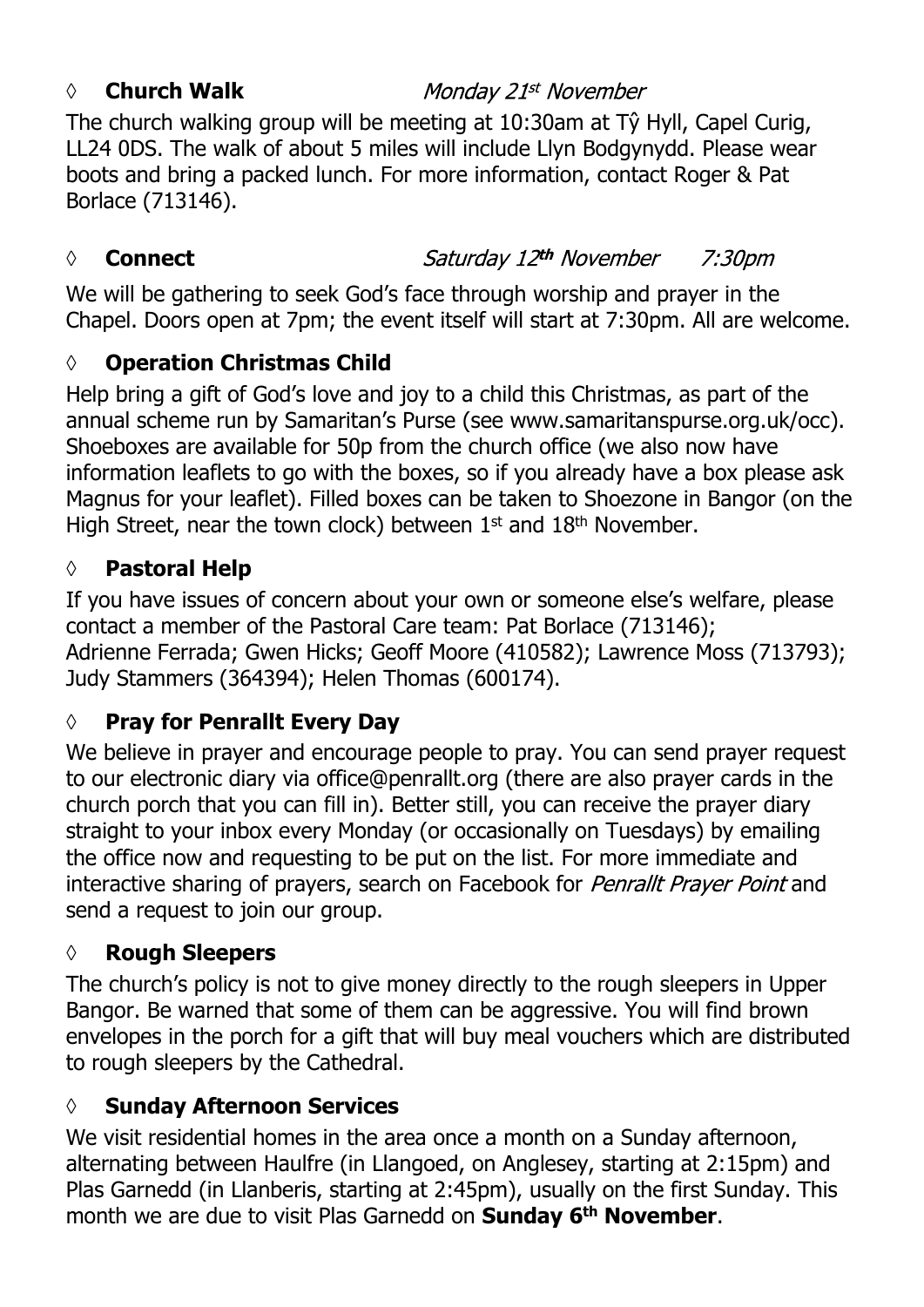### ◊ **Church Walk** *Monday 21st November*

The church walking group will be meeting at 10:30am at Tŷ Hyll, Capel Curig, LL24 0DS. The walk of about 5 miles will include Llyn Bodgynydd. Please wear boots and bring a packed lunch. For more information, contact Roger & Pat Borlace (713146).

### ◊ **Connect** *Saturday 12th November 7:30pm*

We will be gathering to seek God's face through worship and prayer in the Chapel. Doors open at 7pm; the event itself will start at 7:30pm. All are welcome.

### ◊ **Operation Christmas Child**

Help bring a gift of God's love and joy to a child this Christmas, as part of the annual scheme run by Samaritan's Purse (see www.samaritanspurse.org.uk/occ). Shoeboxes are available for 50p from the church office (we also now have information leaflets to go with the boxes, so if you already have a box please ask Magnus for your leaflet). Filled boxes can be taken to Shoezone in Bangor (on the High Street, near the town clock) between 1st and 18th November.

### ◊ **Pastoral Help**

If you have issues of concern about your own or someone else's welfare, please contact a member of the Pastoral Care team: Pat Borlace (713146); Adrienne Ferrada; Gwen Hicks; Geoff Moore (410582); Lawrence Moss (713793); Judy Stammers (364394); Helen Thomas (600174).

### ◊ **Pray for Penrallt Every Day**

We believe in prayer and encourage people to pray. You can send prayer request to our electronic diary via office@penrallt.org (there are also prayer cards in the church porch that you can fill in). Better still, you can receive the prayer diary straight to your inbox every Monday (or occasionally on Tuesdays) by emailing the office now and requesting to be put on the list. For more immediate and interactive sharing of prayers, search on Facebook for *Penrallt Prayer Point* and send a request to join our group.

### ◊ **Rough Sleepers**

The church's policy is not to give money directly to the rough sleepers in Upper Bangor. Be warned that some of them can be aggressive. You will find brown envelopes in the porch for a gift that will buy meal vouchers which are distributed to rough sleepers by the Cathedral.

### ◊ **Sunday Afternoon Services**

We visit residential homes in the area once a month on a Sunday afternoon, alternating between Haulfre (in Llangoed, on Anglesey, starting at 2:15pm) and Plas Garnedd (in Llanberis, starting at 2:45pm), usually on the first Sunday. This month we are due to visit Plas Garnedd on **Sunday 6th November**.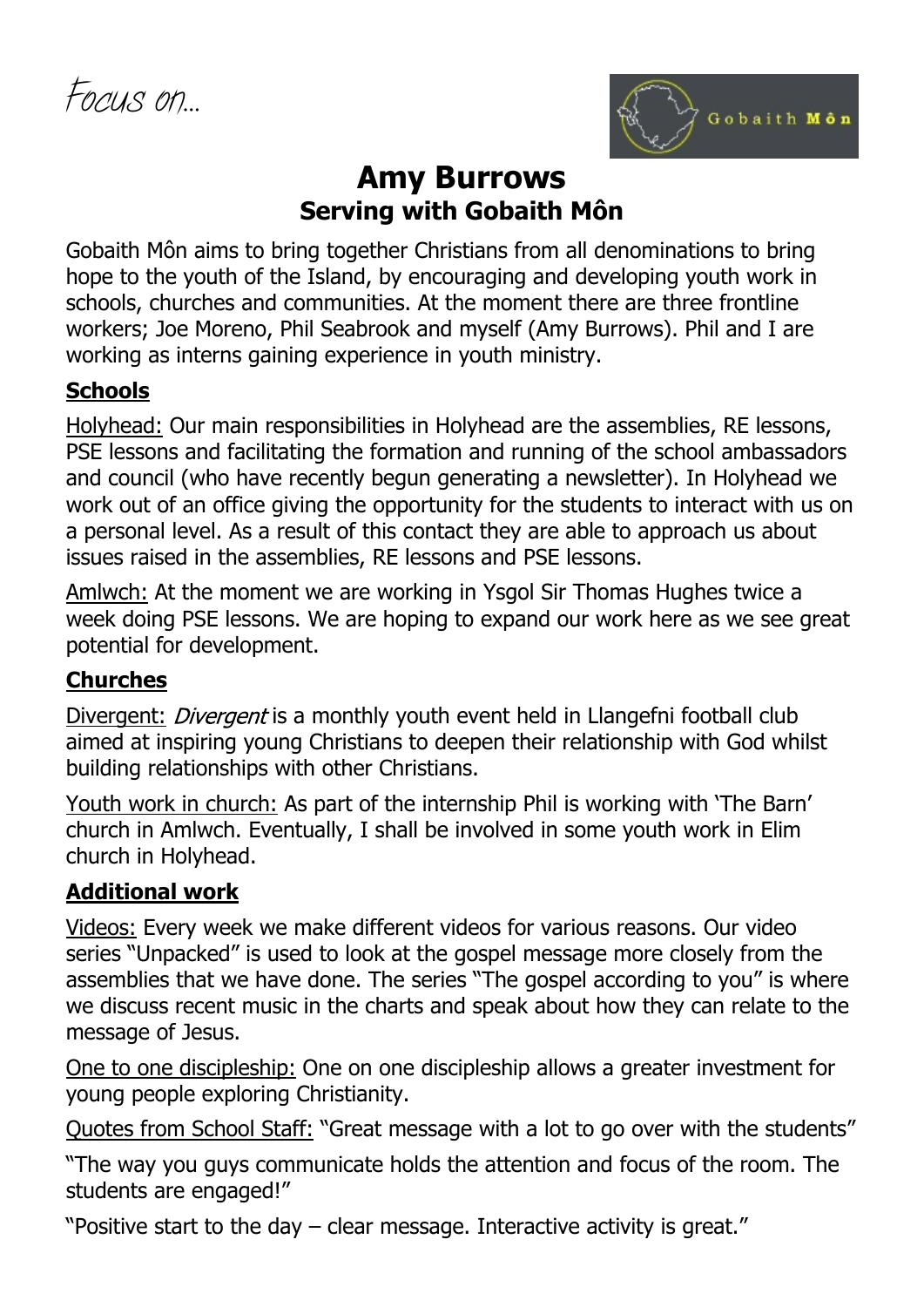*Focus on...*

# Amy Burrows

## Serving with Gobaith Môn

Gobaith Môn aims to bring together Christians from all denominations to bring hope to the youth of the Island, by encouraging and developing youth work in schools, churches and communities. At the moment there are three frontline workers; Joe Moreno, Phil Seabrook and myself (Amy Burrows). Phil and I are working as interns gaining experience in youth ministry.

### Schools

Holyhead: Our main responsibilities in Holyhead are the assemblies, RE lessons, PSE lessons and facilitating the formation and running of the school ambassadors and council (who have recently begun generating a newsletter). In Holyhead we work out of an office giving the opportunity for the students to interact with us on a personal level. As a result of this contact they are able to approach us about issues raised in the assemblies, RE lessons and PSE lessons.

Amlwch: At the moment we are working in Ysgol Sir Thomas Hughes twice a week doing PSE lessons. We are hoping to expand our work here as we see great potential for development.

### Churches

Divergent: *Divergent* is a monthly youth event held in Llangefni football club aimed at inspiring young Christians to deepen their relationship with God whilst building relationships with other Christians.

Youth work in church: As part of the internship Phil is working with 'The Barn' church in Amlwch. Eventually, I shall be involved in some youth work in Elim church in Holyhead.

### Additional work

Videos: Every week we make different videos for various reasons. Our video series "Unpacked" is used to look at the gospel message more closely from the assemblies that we have done. The series "The gospel according to you" is where we discuss recent music in the charts and speak about how they can relate to the message of Jesus.

One to one discipleship: One on one discipleship allows a greater investment for young people exploring Christianity.

Quotes from School Staff: "Great message with a lot to go over with the students"

"The way you guys communicate holds the attention and focus of the room. The students are engaged!"

"Positive start to the day – clear message. Interactive activity is great."